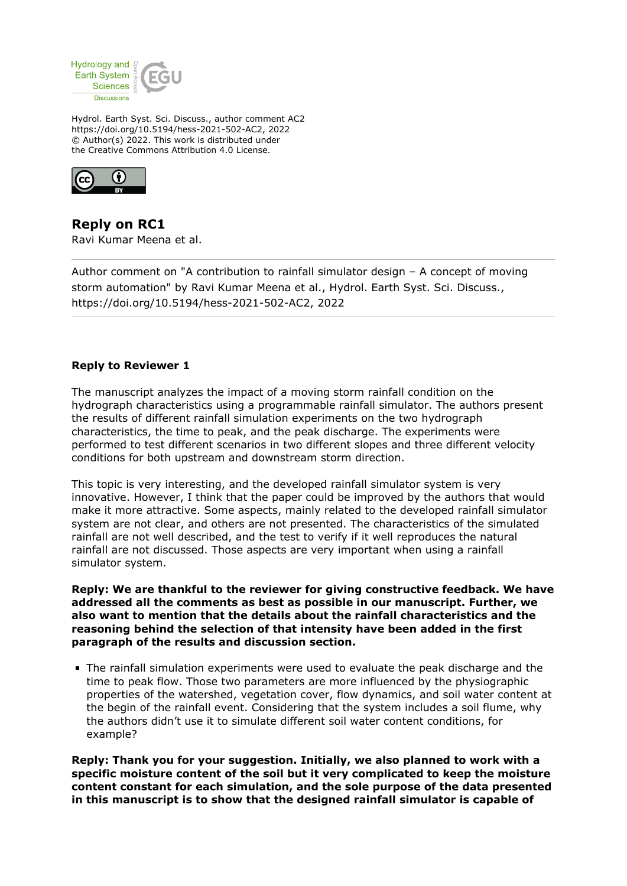Hydrol. Earth Syst. Sci. Discuss., author comment AC2
https://doi.org/10.5194/hess-2021-502-AC2, 2022
© Author(s) 2022. This work is distributed under
the Creative Commons Attribution 4.0 License.

# Reply on RC1

Ravi Kumar Meena et al.

Author comment on "A contribution to rainfall simulator design – A concept of moving storm automation" by Ravi Kumar Meena et al., Hydrol. Earth Syst. Sci. Discuss., https://doi.org/10.5194/hess-2021-502-AC2, 2022

**Reply to Reviewer 1**

The manuscript analyzes the impact of a moving storm rainfall condition on the hydrograph characteristics using a programmable rainfall simulator. The authors present the results of different rainfall simulation experiments on the two hydrograph characteristics, the time to peak, and the peak discharge. The experiments were performed to test different scenarios in two different slopes and three different velocity conditions for both upstream and downstream storm direction.

This topic is very interesting, and the developed rainfall simulator system is very innovative. However, I think that the paper could be improved by the authors that would make it more attractive. Some aspects, mainly related to the developed rainfall simulator system are not clear, and others are not presented. The characteristics of the simulated rainfall are not well described, and the test to verify if it well reproduces the natural rainfall are not discussed. Those aspects are very important when using a rainfall simulator system.

**Reply: We are thankful to the reviewer for giving constructive feedback. We have addressed all the comments as best as possible in our manuscript. Further, we also want to mention that the details about the rainfall characteristics and the reasoning behind the selection of that intensity have been added in the first paragraph of the results and discussion section.**

- The rainfall simulation experiments were used to evaluate the peak discharge and the time to peak flow. Those two parameters are more influenced by the physiographic properties of the watershed, vegetation cover, flow dynamics, and soil water content at the begin of the rainfall event. Considering that the system includes a soil flume, why the authors didn't use it to simulate different soil water content conditions, for example?

**Reply: Thank you for your suggestion. Initially, we also planned to work with a specific moisture content of the soil but it very complicated to keep the moisture content constant for each simulation, and the sole purpose of the data presented in this manuscript is to show that the designed rainfall simulator is capable of**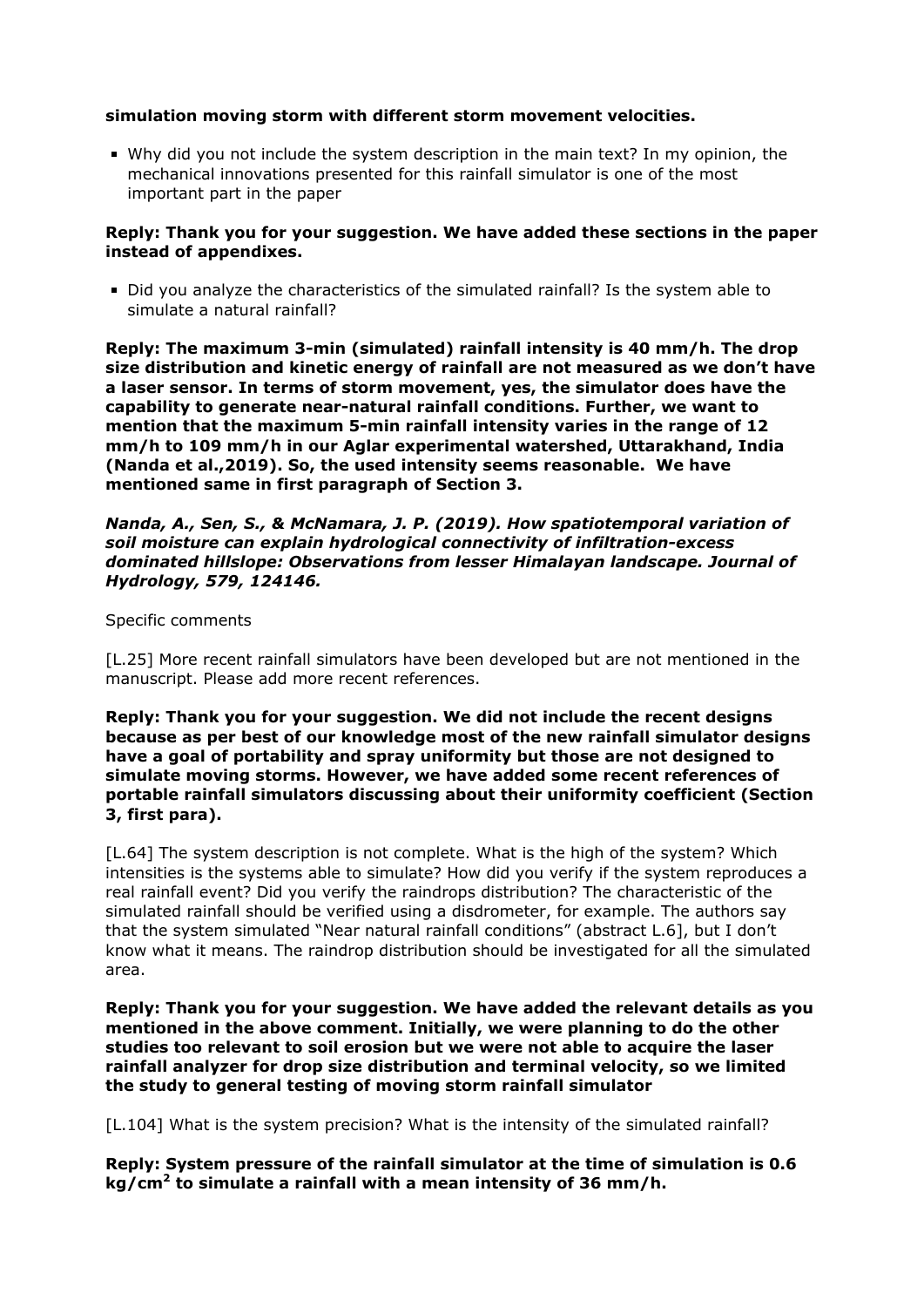**simulation moving storm with different storm movement velocities.**

- Why did you not include the system description in the main text? In my opinion, the mechanical innovations presented for this rainfall simulator is one of the most important part in the paper

**Reply: Thank you for your suggestion. We have added these sections in the paper instead of appendixes.**

- Did you analyze the characteristics of the simulated rainfall? Is the system able to simulate a natural rainfall?

**Reply: The maximum 3-min (simulated) rainfall intensity is 40 mm/h. The drop size distribution and kinetic energy of rainfall are not measured as we don't have a laser sensor. In terms of storm movement, yes, the simulator does have the capability to generate near-natural rainfall conditions. Further, we want to mention that the maximum 5-min rainfall intensity varies in the range of 12 mm/h to 109 mm/h in our Aglar experimental watershed, Uttarakhand, India (Nanda et al.,2019). So, the used intensity seems reasonable. We have mentioned same in first paragraph of Section 3.**

***Nanda, A., Sen, S., & McNamara, J. P. (2019). How spatiotemporal variation of soil moisture can explain hydrological connectivity of infiltration-excess dominated hillslope: Observations from lesser Himalayan landscape. Journal of Hydrology, 579, 124146.***

Specific comments

[L.25] More recent rainfall simulators have been developed but are not mentioned in the manuscript. Please add more recent references.

**Reply: Thank you for your suggestion. We did not include the recent designs because as per best of our knowledge most of the new rainfall simulator designs have a goal of portability and spray uniformity but those are not designed to simulate moving storms. However, we have added some recent references of portable rainfall simulators discussing about their uniformity coefficient (Section 3, first para).**

[L.64] The system description is not complete. What is the high of the system? Which intensities is the systems able to simulate? How did you verify if the system reproduces a real rainfall event? Did you verify the raindrops distribution? The characteristic of the simulated rainfall should be verified using a disdrometer, for example. The authors say that the system simulated "Near natural rainfall conditions" (abstract L.6], but I don't know what it means. The raindrop distribution should be investigated for all the simulated area.

**Reply: Thank you for your suggestion. We have added the relevant details as you mentioned in the above comment. Initially, we were planning to do the other studies too relevant to soil erosion but we were not able to acquire the laser rainfall analyzer for drop size distribution and terminal velocity, so we limited the study to general testing of moving storm rainfall simulator**

[L.104] What is the system precision? What is the intensity of the simulated rainfall?

**Reply: System pressure of the rainfall simulator at the time of simulation is 0.6 kg/cm$^2$ to simulate a rainfall with a mean intensity of 36 mm/h.**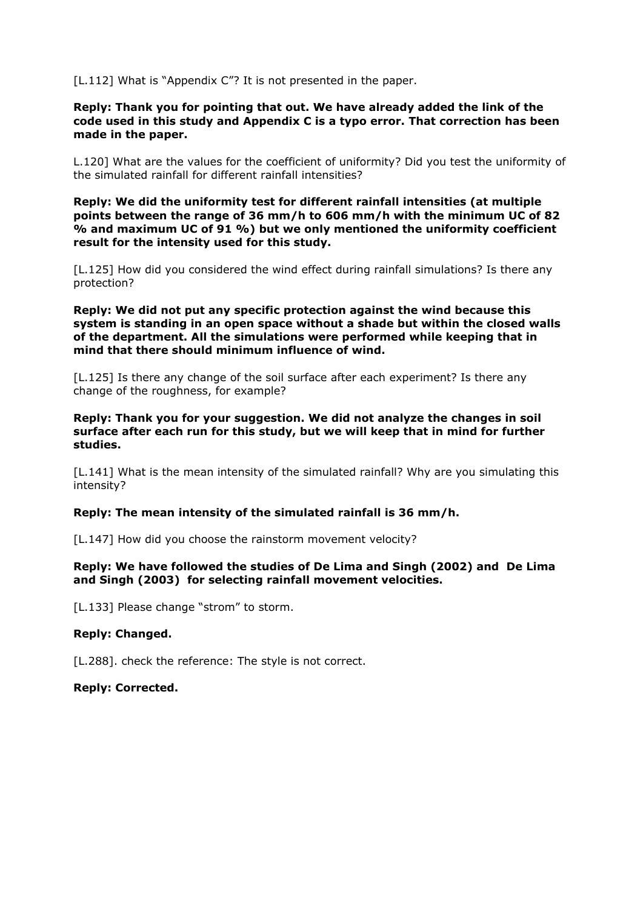[L.112] What is "Appendix C"? It is not presented in the paper.

**Reply: Thank you for pointing that out. We have already added the link of the code used in this study and Appendix C is a typo error. That correction has been made in the paper.**

L.120] What are the values for the coefficient of uniformity? Did you test the uniformity of the simulated rainfall for different rainfall intensities?

**Reply: We did the uniformity test for different rainfall intensities (at multiple points between the range of 36 mm/h to 606 mm/h with the minimum UC of 82 % and maximum UC of 91 %) but we only mentioned the uniformity coefficient result for the intensity used for this study.**

[L.125] How did you considered the wind effect during rainfall simulations? Is there any protection?

**Reply: We did not put any specific protection against the wind because this system is standing in an open space without a shade but within the closed walls of the department. All the simulations were performed while keeping that in mind that there should minimum influence of wind.**

[L.125] Is there any change of the soil surface after each experiment? Is there any change of the roughness, for example?

**Reply: Thank you for your suggestion. We did not analyze the changes in soil surface after each run for this study, but we will keep that in mind for further studies.**

[L.141] What is the mean intensity of the simulated rainfall? Why are you simulating this intensity?

**Reply: The mean intensity of the simulated rainfall is 36 mm/h.**

[L.147] How did you choose the rainstorm movement velocity?

**Reply: We have followed the studies of De Lima and Singh (2002) and De Lima and Singh (2003) for selecting rainfall movement velocities.**

[L.133] Please change "strom" to storm.

**Reply: Changed.**

[L.288]. check the reference: The style is not correct.

**Reply: Corrected.**